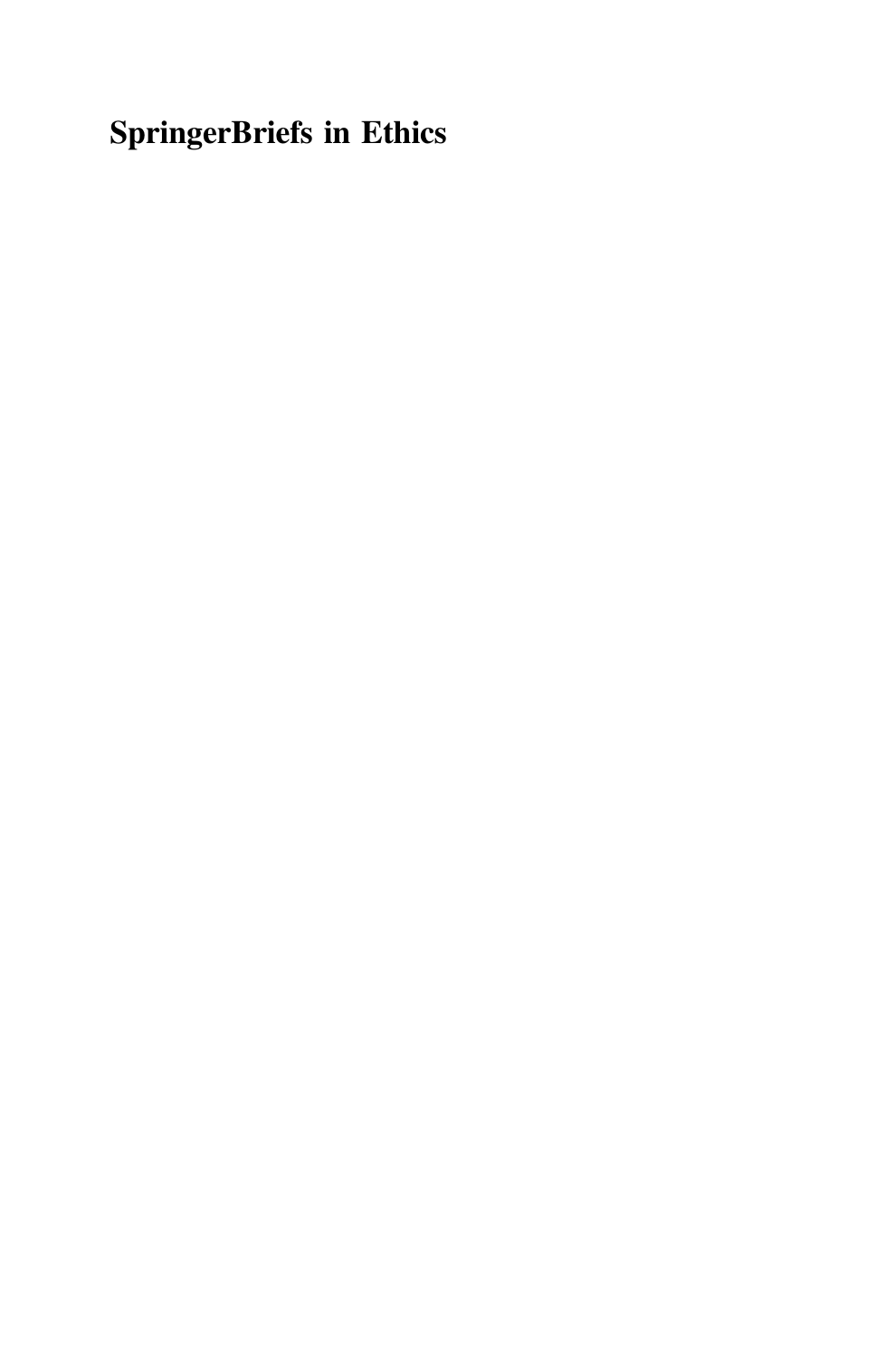# SpringerBriefs in Ethics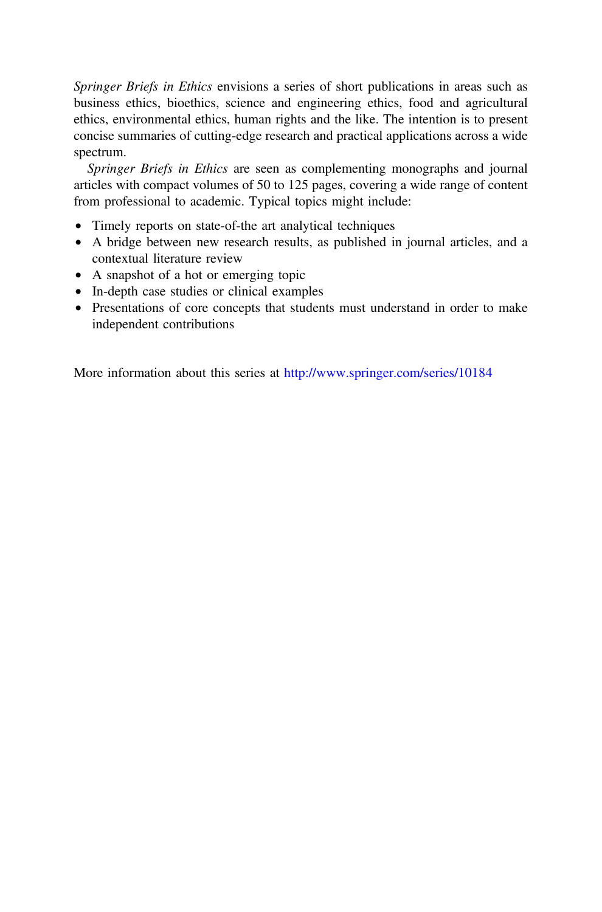*Springer Briefs in Ethics* envisions a series of short publications in areas such as business ethics, bioethics, science and engineering ethics, food and agricultural ethics, environmental ethics, human rights and the like. The intention is to present concise summaries of cutting-edge research and practical applications across a wide spectrum.

*Springer Briefs in Ethics* are seen as complementing monographs and journal articles with compact volumes of 50 to 125 pages, covering a wide range of content from professional to academic. Typical topics might include:

- Timely reports on state-of-the art analytical techniques
- A bridge between new research results, as published in journal articles, and a contextual literature review
- A snapshot of a hot or emerging topic
- In-depth case studies or clinical examples
- Presentations of core concepts that students must understand in order to make independent contributions

More information about this series at http://www.springer.com/series/10184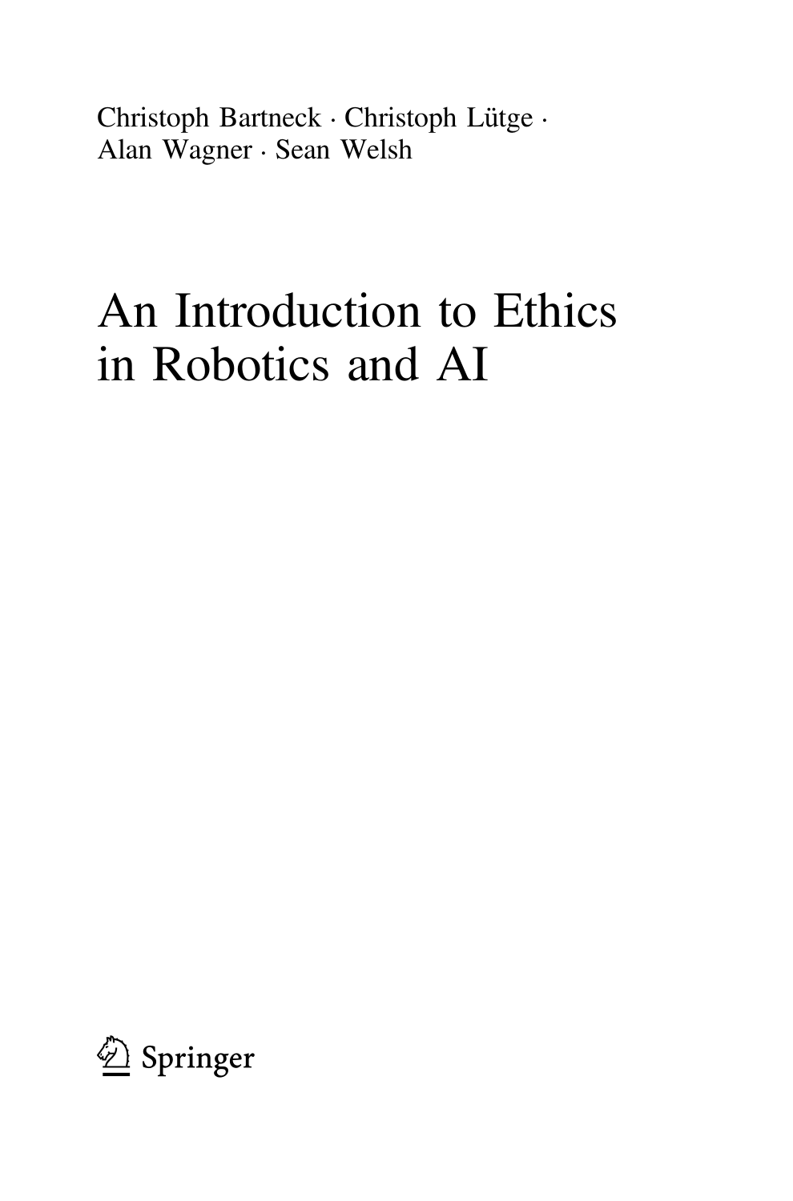Christoph Bartneck · Christoph Lütge · Alan Wagner · Sean Welsh

# An Introduction to Ethics in Robotics and AI

Springer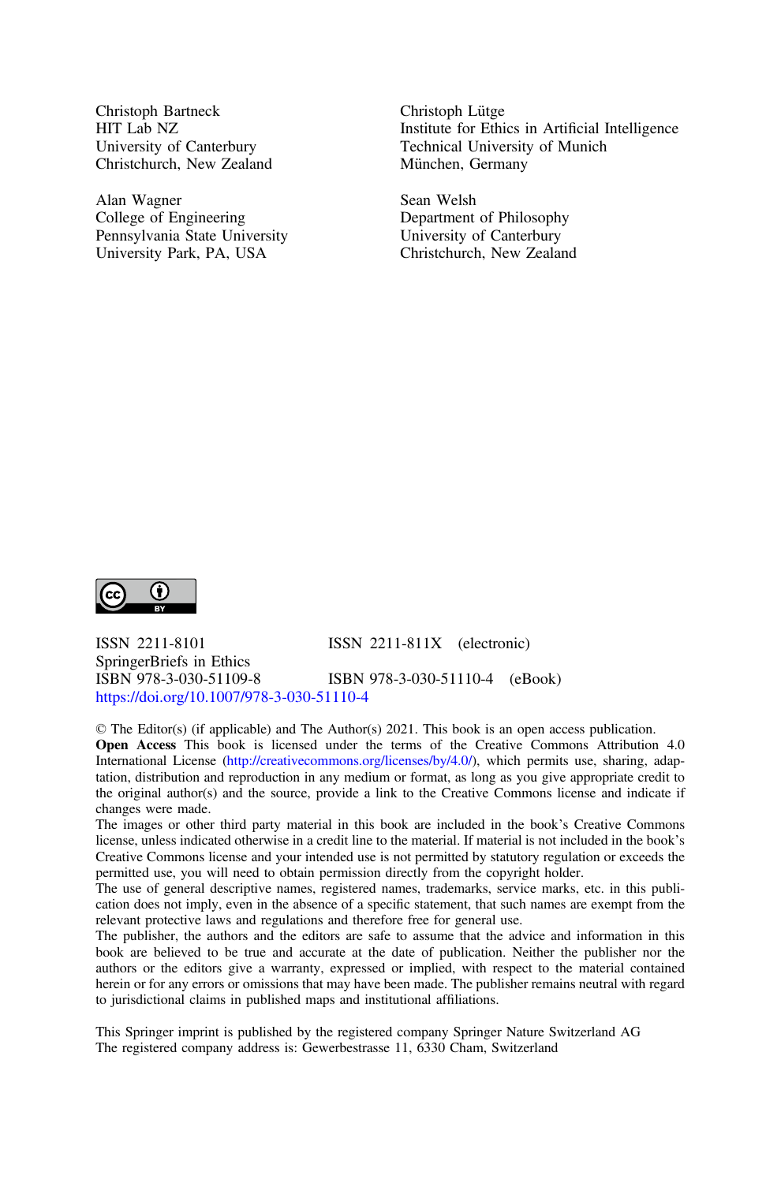Christoph Bartneck
HIT Lab NZ
University of Canterbury
Christchurch, New Zealand

Christoph Lütge
Institute for Ethics in Artificial Intelligence
Technical University of Munich
München, Germany

Alan Wagner
College of Engineering
Pennsylvania State University
University Park, PA, USA

Sean Welsh
Department of Philosophy
University of Canterbury
Christchurch, New Zealand

ISSN 2211-8101 ISSN 2211-811X (electronic)
SpringerBriefs in Ethics
ISBN 978-3-030-51109-8 ISBN 978-3-030-51110-4 (eBook)
https://doi.org/10.1007/978-3-030-51110-4

© The Editor(s) (if applicable) and The Author(s) 2021. This book is an open access publication.
**Open Access** This book is licensed under the terms of the Creative Commons Attribution 4.0 International License (http://creativecommons.org/licenses/by/4.0/), which permits use, sharing, adaptation, distribution and reproduction in any medium or format, as long as you give appropriate credit to the original author(s) and the source, provide a link to the Creative Commons license and indicate if changes were made.
The images or other third party material in this book are included in the book's Creative Commons license, unless indicated otherwise in a credit line to the material. If material is not included in the book's Creative Commons license and your intended use is not permitted by statutory regulation or exceeds the permitted use, you will need to obtain permission directly from the copyright holder.
The use of general descriptive names, registered names, trademarks, service marks, etc. in this publication does not imply, even in the absence of a specific statement, that such names are exempt from the relevant protective laws and regulations and therefore free for general use.
The publisher, the authors and the editors are safe to assume that the advice and information in this book are believed to be true and accurate at the date of publication. Neither the publisher nor the authors or the editors give a warranty, expressed or implied, with respect to the material contained herein or for any errors or omissions that may have been made. The publisher remains neutral with regard to jurisdictional claims in published maps and institutional affiliations.

This Springer imprint is published by the registered company Springer Nature Switzerland AG
The registered company address is: Gewerbestrasse 11, 6330 Cham, Switzerland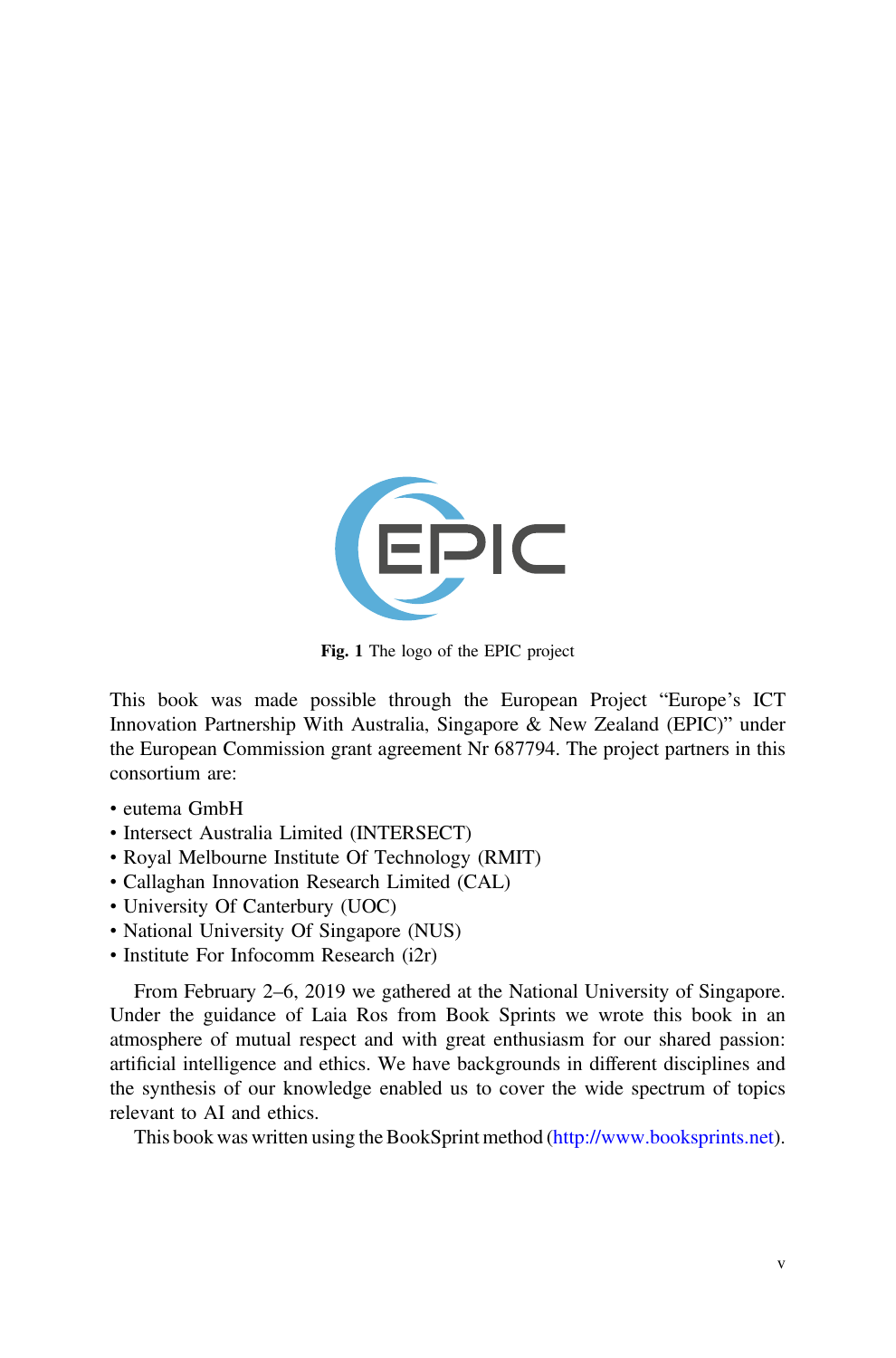Fig. 1 The logo of the EPIC project

This book was made possible through the European Project “Europe’s ICT Innovation Partnership With Australia, Singapore & New Zealand (EPIC)” under the European Commission grant agreement Nr 687794. The project partners in this consortium are:

- eutema GmbH
- Intersect Australia Limited (INTERSECT)
- Royal Melbourne Institute Of Technology (RMIT)
- Callaghan Innovation Research Limited (CAL)
- University Of Canterbury (UOC)
- National University Of Singapore (NUS)
- Institute For Infocomm Research (i2r)

From February 2–6, 2019 we gathered at the National University of Singapore. Under the guidance of Laia Ros from Book Sprints we wrote this book in an atmosphere of mutual respect and with great enthusiasm for our shared passion: artificial intelligence and ethics. We have backgrounds in different disciplines and the synthesis of our knowledge enabled us to cover the wide spectrum of topics relevant to AI and ethics.

This book was written using the BookSprint method (http://www.booksprints.net).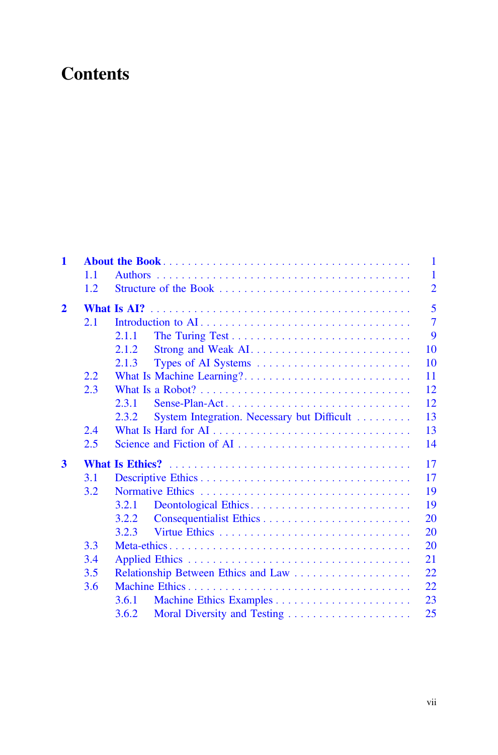# Contents

| | | |
|---|---|---|
| **1** | **About the Book** | 1 |
| 1.1 | Authors | 1 |
| 1.2 | Structure of the Book | 2 |
| **2** | **What Is AI?** | 5 |
| 2.1 | Introduction to AI | 7 |
| 2.1.1 | The Turing Test | 9 |
| 2.1.2 | Strong and Weak AI | 10 |
| 2.1.3 | Types of AI Systems | 10 |
| 2.2 | What Is Machine Learning? | 11 |
| 2.3 | What Is a Robot? | 12 |
| 2.3.1 | Sense-Plan-Act | 12 |
| 2.3.2 | System Integration. Necessary but Difficult | 13 |
| 2.4 | What Is Hard for AI | 13 |
| 2.5 | Science and Fiction of AI | 14 |
| **3** | **What Is Ethics?** | 17 |
| 3.1 | Descriptive Ethics | 17 |
| 3.2 | Normative Ethics | 19 |
| 3.2.1 | Deontological Ethics | 19 |
| 3.2.2 | Consequentialist Ethics | 20 |
| 3.2.3 | Virtue Ethics | 20 |
| 3.3 | Meta-ethics | 20 |
| 3.4 | Applied Ethics | 21 |
| 3.5 | Relationship Between Ethics and Law | 22 |
| 3.6 | Machine Ethics | 22 |
| 3.6.1 | Machine Ethics Examples | 23 |
| 3.6.2 | Moral Diversity and Testing | 25 |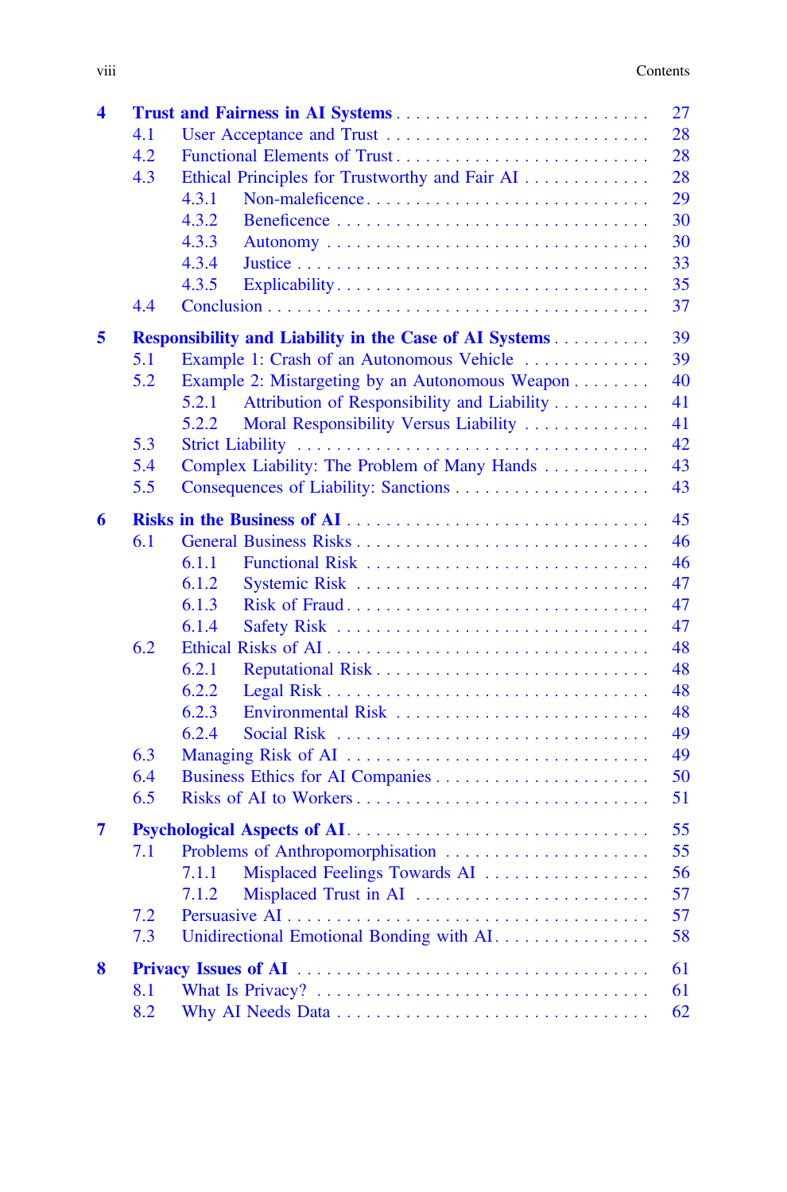**4 Trust and Fairness in AI Systems** . . . . . 27
- 4.1 User Acceptance and Trust . . . . . 28
- 4.2 Functional Elements of Trust . . . . . 28
- 4.3 Ethical Principles for Trustworthy and Fair AI . . . . . 28
  - 4.3.1 Non-maleficence . . . . . 29
  - 4.3.2 Beneficence . . . . . 30
  - 4.3.3 Autonomy . . . . . 30
  - 4.3.4 Justice . . . . . 33
  - 4.3.5 Explicability . . . . . 35
- 4.4 Conclusion . . . . . 37

**5 Responsibility and Liability in the Case of AI Systems** . . . . . 39
- 5.1 Example 1: Crash of an Autonomous Vehicle . . . . . 39
- 5.2 Example 2: Mistargeting by an Autonomous Weapon . . . . . 40
  - 5.2.1 Attribution of Responsibility and Liability . . . . . 41
  - 5.2.2 Moral Responsibility Versus Liability . . . . . 41
- 5.3 Strict Liability . . . . . 42
- 5.4 Complex Liability: The Problem of Many Hands . . . . . 43
- 5.5 Consequences of Liability: Sanctions . . . . . 43

**6 Risks in the Business of AI** . . . . . 45
- 6.1 General Business Risks . . . . . 46
  - 6.1.1 Functional Risk . . . . . 46
  - 6.1.2 Systemic Risk . . . . . 47
  - 6.1.3 Risk of Fraud . . . . . 47
  - 6.1.4 Safety Risk . . . . . 47
- 6.2 Ethical Risks of AI . . . . . 48
  - 6.2.1 Reputational Risk . . . . . 48
  - 6.2.2 Legal Risk . . . . . 48
  - 6.2.3 Environmental Risk . . . . . 48
  - 6.2.4 Social Risk . . . . . 49
- 6.3 Managing Risk of AI . . . . . 49
- 6.4 Business Ethics for AI Companies . . . . . 50
- 6.5 Risks of AI to Workers . . . . . 51

**7 Psychological Aspects of AI** . . . . . 55
- 7.1 Problems of Anthropomorphisation . . . . . 55
  - 7.1.1 Misplaced Feelings Towards AI . . . . . 56
  - 7.1.2 Misplaced Trust in AI . . . . . 57
- 7.2 Persuasive AI . . . . . 57
- 7.3 Unidirectional Emotional Bonding with AI . . . . . 58

**8 Privacy Issues of AI** . . . . . 61
- 8.1 What Is Privacy? . . . . . 61
- 8.2 Why AI Needs Data . . . . . 62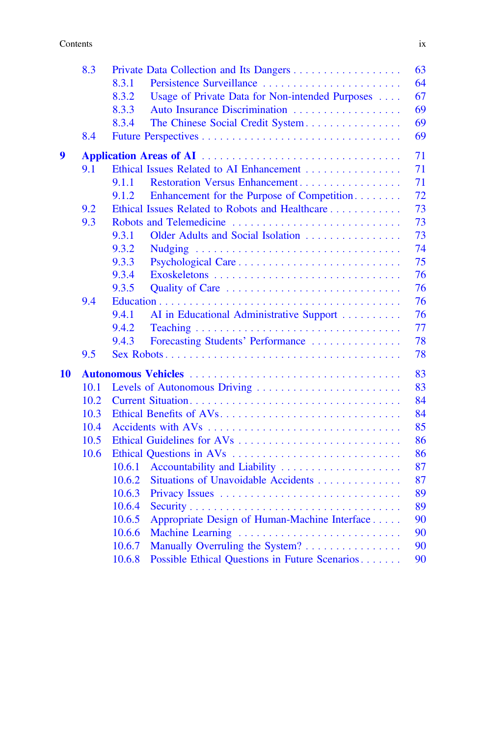| | | | |
|---|---|---|---|
| 8.3 | Private Data Collection and Its Dangers | | 63 |
| | 8.3.1 | Persistence Surveillance | 64 |
| | 8.3.2 | Usage of Private Data for Non-intended Purposes | 67 |
| | 8.3.3 | Auto Insurance Discrimination | 69 |
| | 8.3.4 | The Chinese Social Credit System | 69 |
| 8.4 | Future Perspectives | | 69 |

**9 Application Areas of AI** . . . 71

| | | | |
|---|---|---|---|
| 9.1 | Ethical Issues Related to AI Enhancement | | 71 |
| | 9.1.1 | Restoration Versus Enhancement | 71 |
| | 9.1.2 | Enhancement for the Purpose of Competition | 72 |
| 9.2 | Ethical Issues Related to Robots and Healthcare | | 73 |
| 9.3 | Robots and Telemedicine | | 73 |
| | 9.3.1 | Older Adults and Social Isolation | 73 |
| | 9.3.2 | Nudging | 74 |
| | 9.3.3 | Psychological Care | 75 |
| | 9.3.4 | Exoskeletons | 76 |
| | 9.3.5 | Quality of Care | 76 |
| 9.4 | Education | | 76 |
| | 9.4.1 | AI in Educational Administrative Support | 76 |
| | 9.4.2 | Teaching | 77 |
| | 9.4.3 | Forecasting Students' Performance | 78 |
| 9.5 | Sex Robots | | 78 |

**10 Autonomous Vehicles** . . . 83

| | | | |
|---|---|---|---|
| 10.1 | Levels of Autonomous Driving | | 83 |
| 10.2 | Current Situation | | 84 |
| 10.3 | Ethical Benefits of AVs | | 84 |
| 10.4 | Accidents with AVs | | 85 |
| 10.5 | Ethical Guidelines for AVs | | 86 |
| 10.6 | Ethical Questions in AVs | | 86 |
| | 10.6.1 | Accountability and Liability | 87 |
| | 10.6.2 | Situations of Unavoidable Accidents | 87 |
| | 10.6.3 | Privacy Issues | 89 |
| | 10.6.4 | Security | 89 |
| | 10.6.5 | Appropriate Design of Human-Machine Interface | 90 |
| | 10.6.6 | Machine Learning | 90 |
| | 10.6.7 | Manually Overruling the System? | 90 |
| | 10.6.8 | Possible Ethical Questions in Future Scenarios | 90 |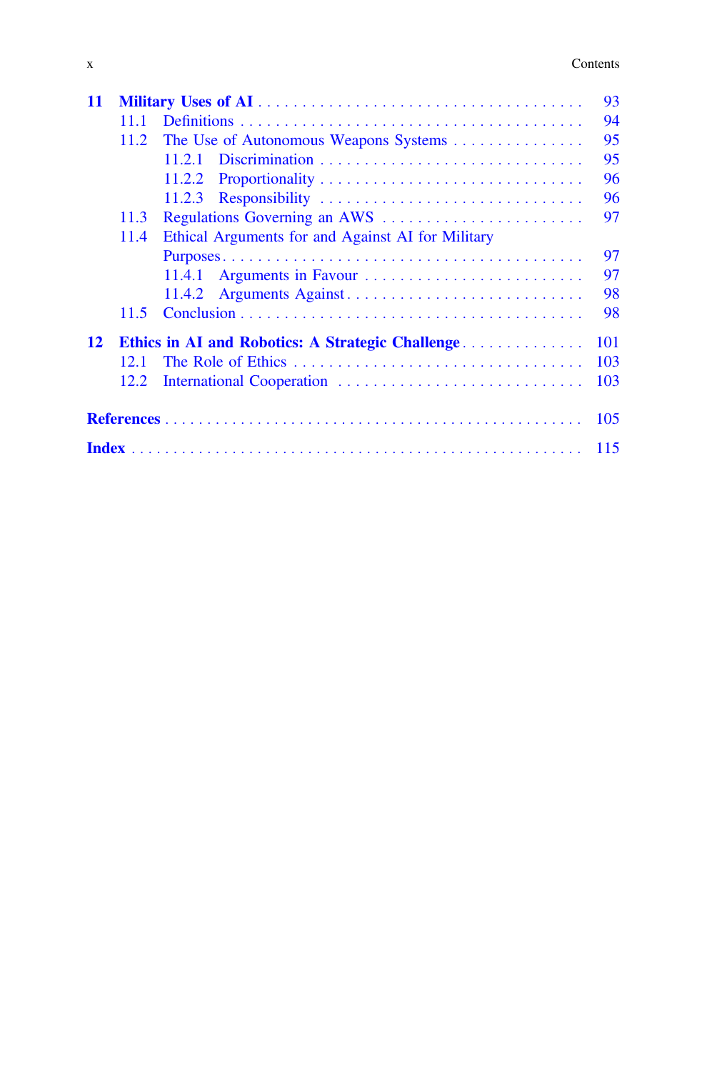**11 Military Uses of AI** . . . . . . . . . . . . . . . . . . . . . . . . . . . . . . . . . . . . . . . 93

11.1 Definitions . . . . . . . . . . . . . . . . . . . . . . . . . . . . . . . . . . . . . . . . 94

11.2 The Use of Autonomous Weapons Systems . . . . . . . . . . . . . . . 95

11.2.1 Discrimination . . . . . . . . . . . . . . . . . . . . . . . . . . . . . . 95

11.2.2 Proportionality . . . . . . . . . . . . . . . . . . . . . . . . . . . . . . 96

11.2.3 Responsibility . . . . . . . . . . . . . . . . . . . . . . . . . . . . . . 96

11.3 Regulations Governing an AWS . . . . . . . . . . . . . . . . . . . . . . . 97

11.4 Ethical Arguments for and Against AI for Military Purposes . . . . . . . . . . . . . . . . . . . . . . . . . . . . . . . . . . . . . . . . . 97

11.4.1 Arguments in Favour . . . . . . . . . . . . . . . . . . . . . . . . . 97

11.4.2 Arguments Against . . . . . . . . . . . . . . . . . . . . . . . . . . . 98

11.5 Conclusion . . . . . . . . . . . . . . . . . . . . . . . . . . . . . . . . . . . . . . . . 98

**12 Ethics in AI and Robotics: A Strategic Challenge** . . . . . . . . . . . . . . 101

12.1 The Role of Ethics . . . . . . . . . . . . . . . . . . . . . . . . . . . . . . . . . 103

12.2 International Cooperation . . . . . . . . . . . . . . . . . . . . . . . . . . . 103

**References** . . . . . . . . . . . . . . . . . . . . . . . . . . . . . . . . . . . . . . . . . . . . . . . . 105

**Index** . . . . . . . . . . . . . . . . . . . . . . . . . . . . . . . . . . . . . . . . . . . . . . . . . . . . 115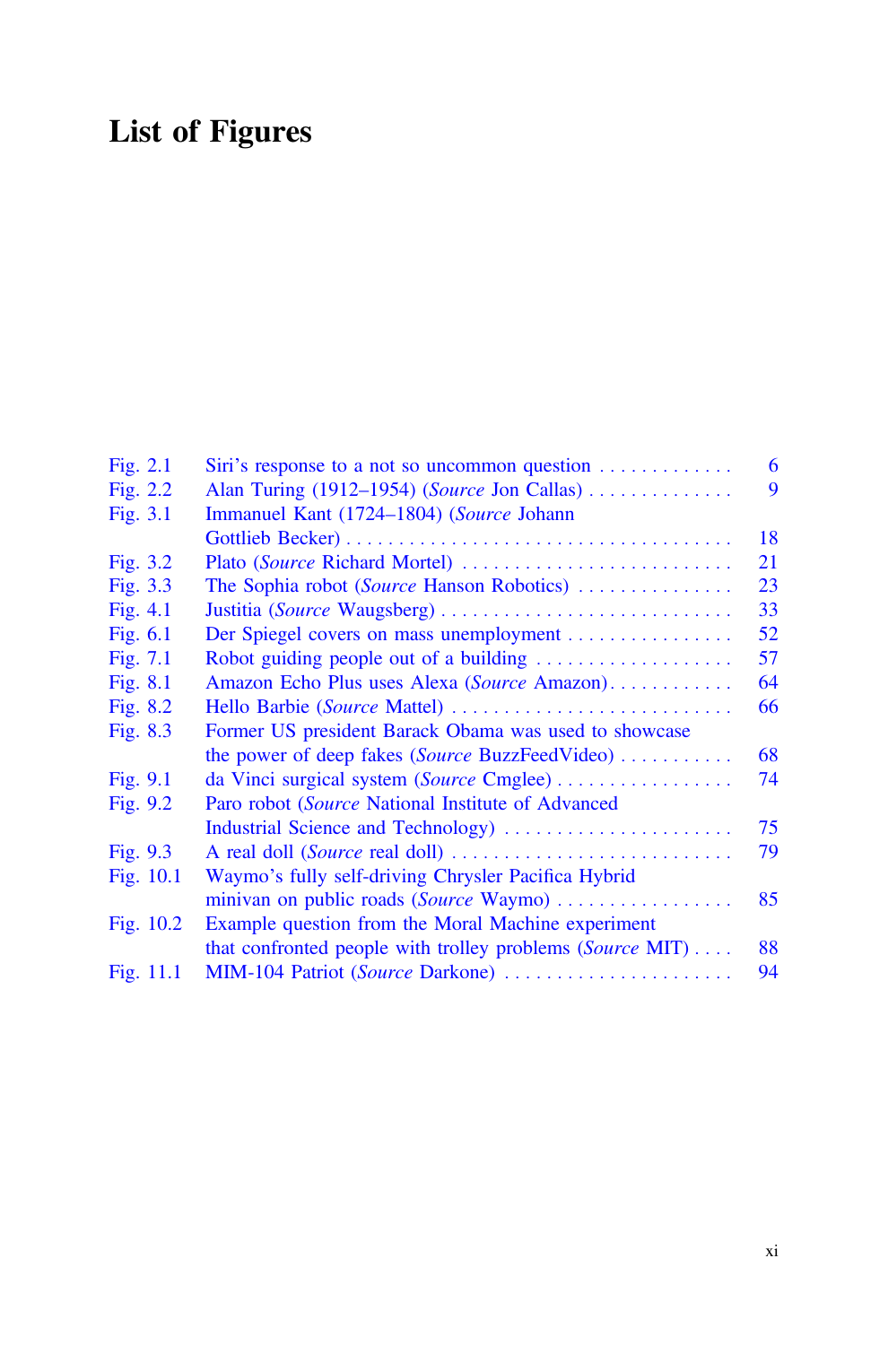# List of Figures

| | | |
|---|---|---|
| Fig. 2.1 | Siri's response to a not so uncommon question | 6 |
| Fig. 2.2 | Alan Turing (1912–1954) (*Source* Jon Callas) | 9 |
| Fig. 3.1 | Immanuel Kant (1724–1804) (*Source* Johann Gottlieb Becker) | 18 |
| Fig. 3.2 | Plato (*Source* Richard Mortel) | 21 |
| Fig. 3.3 | The Sophia robot (*Source* Hanson Robotics) | 23 |
| Fig. 4.1 | Justitia (*Source* Waugsberg) | 33 |
| Fig. 6.1 | Der Spiegel covers on mass unemployment | 52 |
| Fig. 7.1 | Robot guiding people out of a building | 57 |
| Fig. 8.1 | Amazon Echo Plus uses Alexa (*Source* Amazon) | 64 |
| Fig. 8.2 | Hello Barbie (*Source* Mattel) | 66 |
| Fig. 8.3 | Former US president Barack Obama was used to showcase the power of deep fakes (*Source* BuzzFeedVideo) | 68 |
| Fig. 9.1 | da Vinci surgical system (*Source* Cmglee) | 74 |
| Fig. 9.2 | Paro robot (*Source* National Institute of Advanced Industrial Science and Technology) | 75 |
| Fig. 9.3 | A real doll (*Source* real doll) | 79 |
| Fig. 10.1 | Waymo's fully self-driving Chrysler Pacifica Hybrid minivan on public roads (*Source* Waymo) | 85 |
| Fig. 10.2 | Example question from the Moral Machine experiment that confronted people with trolley problems (*Source* MIT) | 88 |
| Fig. 11.1 | MIM-104 Patriot (*Source* Darkone) | 94 |